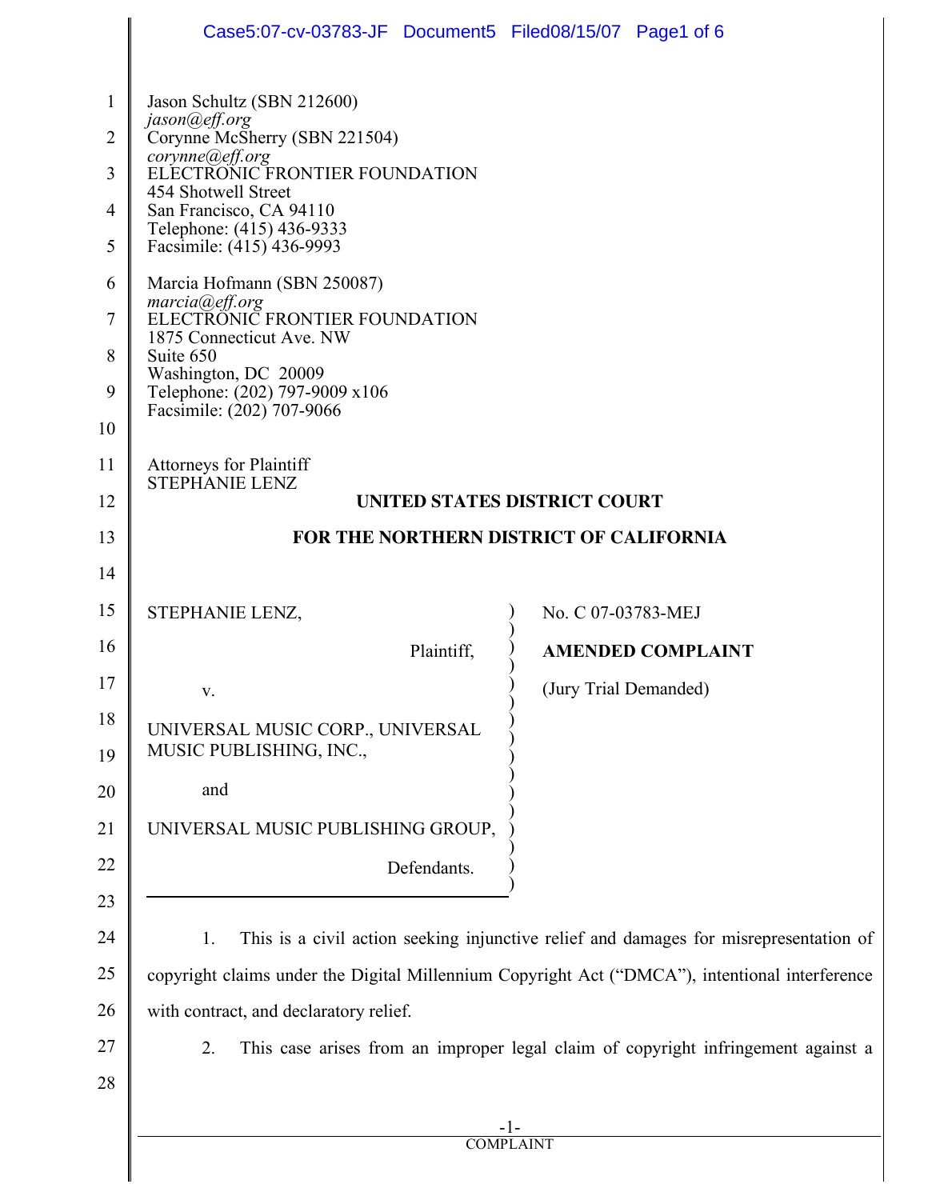Jason Schultz (SBN 212600)
*jason@eff.org*
Corynne McSherry (SBN 221504)
*corynne@eff.org*
ELECTRONIC FRONTIER FOUNDATION
454 Shotwell Street
San Francisco, CA 94110
Telephone: (415) 436-9333
Facsimile: (415) 436-9993

Marcia Hofmann (SBN 250087)
*marcia@eff.org*
ELECTRONIC FRONTIER FOUNDATION
1875 Connecticut Ave. NW
Suite 650
Washington, DC 20009
Telephone: (202) 797-9009 x106
Facsimile: (202) 707-9066

Attorneys for Plaintiff
STEPHANIE LENZ

**UNITED STATES DISTRICT COURT**

**FOR THE NORTHERN DISTRICT OF CALIFORNIA**

| | |
|---|---|
| STEPHANIE LENZ,<br><br>Plaintiff,<br><br>v.<br><br>UNIVERSAL MUSIC CORP., UNIVERSAL MUSIC PUBLISHING, INC.,<br><br>and<br><br>UNIVERSAL MUSIC PUBLISHING GROUP,<br><br>Defendants. | No. C 07-03783-MEJ<br><br>**AMENDED COMPLAINT**<br><br>(Jury Trial Demanded) |

1. This is a civil action seeking injunctive relief and damages for misrepresentation of copyright claims under the Digital Millennium Copyright Act ("DMCA"), intentional interference with contract, and declaratory relief.

2. This case arises from an improper legal claim of copyright infringement against a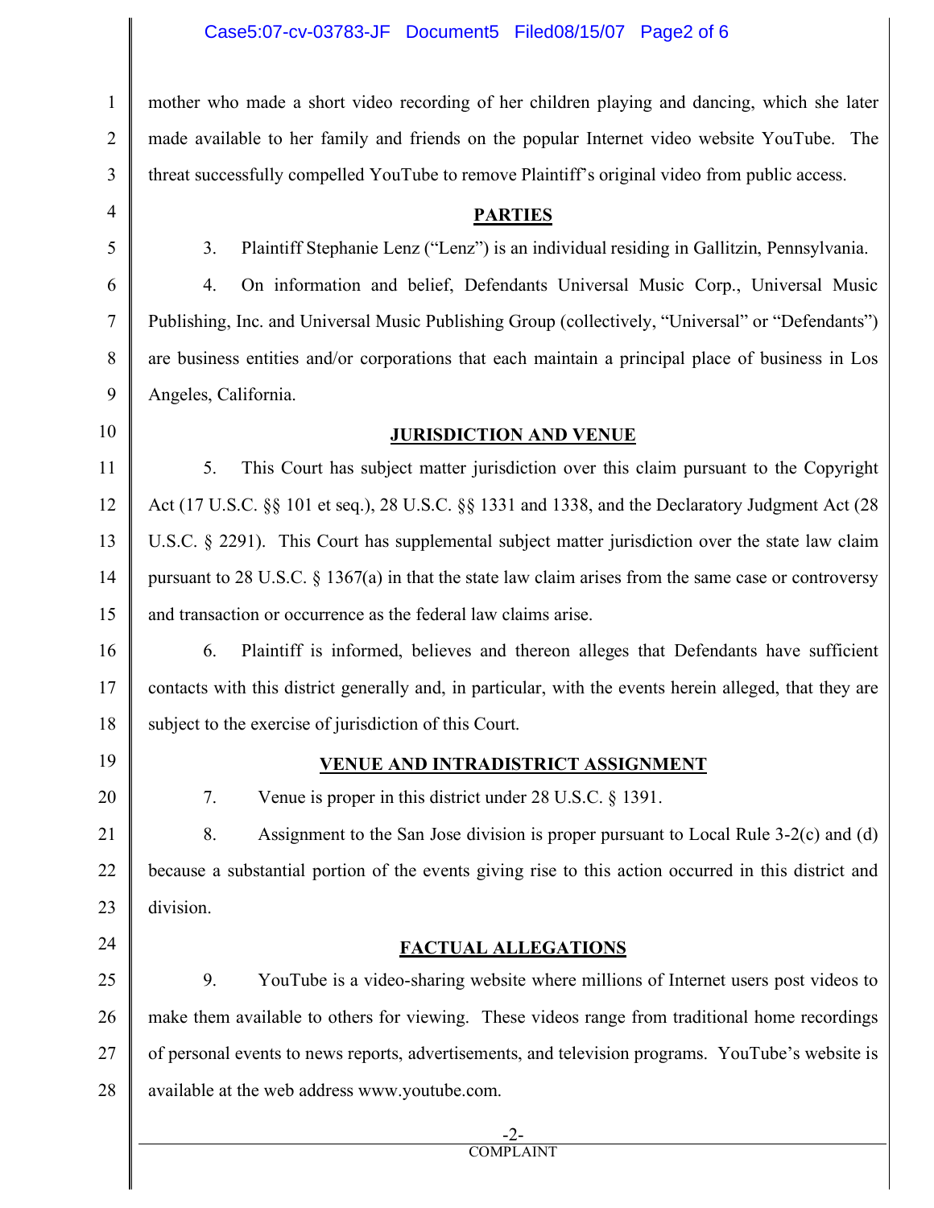mother who made a short video recording of her children playing and dancing, which she later made available to her family and friends on the popular Internet video website YouTube. The threat successfully compelled YouTube to remove Plaintiff's original video from public access.

## PARTIES

3. Plaintiff Stephanie Lenz ("Lenz") is an individual residing in Gallitzin, Pennsylvania.

4. On information and belief, Defendants Universal Music Corp., Universal Music Publishing, Inc. and Universal Music Publishing Group (collectively, "Universal" or "Defendants") are business entities and/or corporations that each maintain a principal place of business in Los Angeles, California.

## JURISDICTION AND VENUE

5. This Court has subject matter jurisdiction over this claim pursuant to the Copyright Act (17 U.S.C. §§ 101 et seq.), 28 U.S.C. §§ 1331 and 1338, and the Declaratory Judgment Act (28 U.S.C. § 2291). This Court has supplemental subject matter jurisdiction over the state law claim pursuant to 28 U.S.C. § 1367(a) in that the state law claim arises from the same case or controversy and transaction or occurrence as the federal law claims arise.

6. Plaintiff is informed, believes and thereon alleges that Defendants have sufficient contacts with this district generally and, in particular, with the events herein alleged, that they are subject to the exercise of jurisdiction of this Court.

## VENUE AND INTRADISTRICT ASSIGNMENT

7. Venue is proper in this district under 28 U.S.C. § 1391.

8. Assignment to the San Jose division is proper pursuant to Local Rule 3-2(c) and (d) because a substantial portion of the events giving rise to this action occurred in this district and division.

## FACTUAL ALLEGATIONS

9. YouTube is a video-sharing website where millions of Internet users post videos to make them available to others for viewing. These videos range from traditional home recordings of personal events to news reports, advertisements, and television programs. YouTube's website is available at the web address www.youtube.com.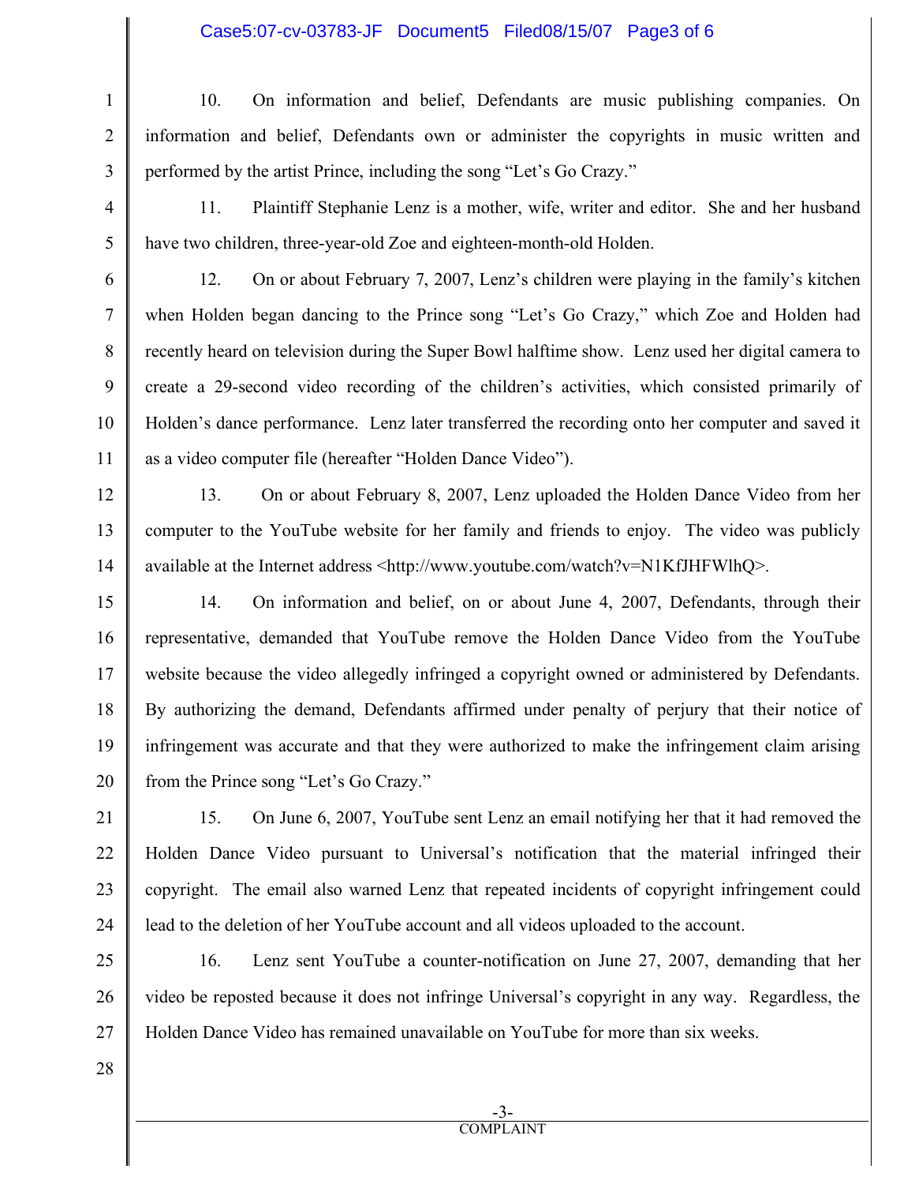10. On information and belief, Defendants are music publishing companies. On information and belief, Defendants own or administer the copyrights in music written and performed by the artist Prince, including the song "Let's Go Crazy."

11. Plaintiff Stephanie Lenz is a mother, wife, writer and editor. She and her husband have two children, three-year-old Zoe and eighteen-month-old Holden.

12. On or about February 7, 2007, Lenz's children were playing in the family's kitchen when Holden began dancing to the Prince song "Let's Go Crazy," which Zoe and Holden had recently heard on television during the Super Bowl halftime show. Lenz used her digital camera to create a 29-second video recording of the children's activities, which consisted primarily of Holden's dance performance. Lenz later transferred the recording onto her computer and saved it as a video computer file (hereafter "Holden Dance Video").

13. On or about February 8, 2007, Lenz uploaded the Holden Dance Video from her computer to the YouTube website for her family and friends to enjoy. The video was publicly available at the Internet address <http://www.youtube.com/watch?v=N1KfJHFWlhQ>.

14. On information and belief, on or about June 4, 2007, Defendants, through their representative, demanded that YouTube remove the Holden Dance Video from the YouTube website because the video allegedly infringed a copyright owned or administered by Defendants. By authorizing the demand, Defendants affirmed under penalty of perjury that their notice of infringement was accurate and that they were authorized to make the infringement claim arising from the Prince song "Let's Go Crazy."

15. On June 6, 2007, YouTube sent Lenz an email notifying her that it had removed the Holden Dance Video pursuant to Universal's notification that the material infringed their copyright. The email also warned Lenz that repeated incidents of copyright infringement could lead to the deletion of her YouTube account and all videos uploaded to the account.

16. Lenz sent YouTube a counter-notification on June 27, 2007, demanding that her video be reposted because it does not infringe Universal's copyright in any way. Regardless, the Holden Dance Video has remained unavailable on YouTube for more than six weeks.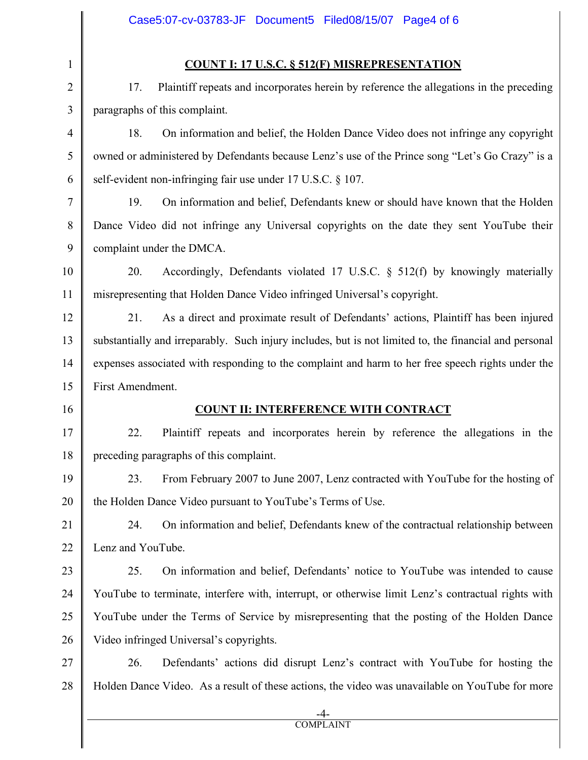**COUNT I: 17 U.S.C. § 512(F) MISREPRESENTATION**

17. Plaintiff repeats and incorporates herein by reference the allegations in the preceding paragraphs of this complaint.

18. On information and belief, the Holden Dance Video does not infringe any copyright owned or administered by Defendants because Lenz's use of the Prince song "Let's Go Crazy" is a self-evident non-infringing fair use under 17 U.S.C. § 107.

19. On information and belief, Defendants knew or should have known that the Holden Dance Video did not infringe any Universal copyrights on the date they sent YouTube their complaint under the DMCA.

20. Accordingly, Defendants violated 17 U.S.C. § 512(f) by knowingly materially misrepresenting that Holden Dance Video infringed Universal's copyright.

21. As a direct and proximate result of Defendants' actions, Plaintiff has been injured substantially and irreparably. Such injury includes, but is not limited to, the financial and personal expenses associated with responding to the complaint and harm to her free speech rights under the First Amendment.

**COUNT II: INTERFERENCE WITH CONTRACT**

22. Plaintiff repeats and incorporates herein by reference the allegations in the preceding paragraphs of this complaint.

23. From February 2007 to June 2007, Lenz contracted with YouTube for the hosting of the Holden Dance Video pursuant to YouTube's Terms of Use.

24. On information and belief, Defendants knew of the contractual relationship between Lenz and YouTube.

25. On information and belief, Defendants' notice to YouTube was intended to cause YouTube to terminate, interfere with, interrupt, or otherwise limit Lenz's contractual rights with YouTube under the Terms of Service by misrepresenting that the posting of the Holden Dance Video infringed Universal's copyrights.

26. Defendants' actions did disrupt Lenz's contract with YouTube for hosting the Holden Dance Video. As a result of these actions, the video was unavailable on YouTube for more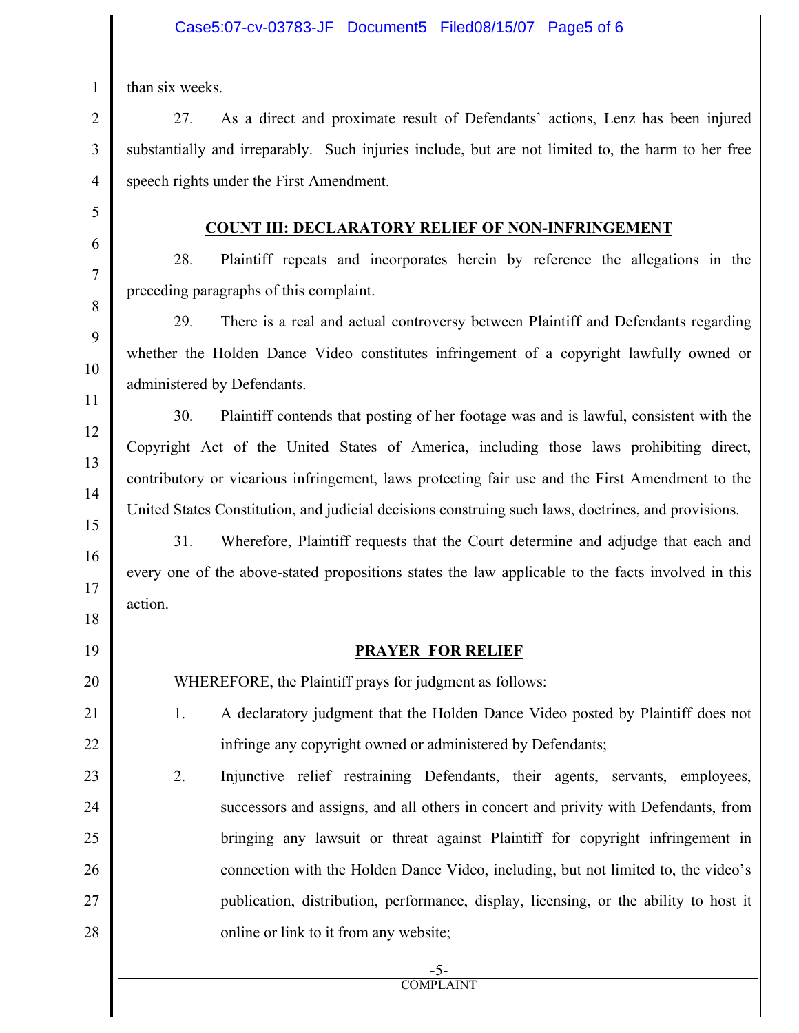than six weeks.

27. As a direct and proximate result of Defendants' actions, Lenz has been injured substantially and irreparably. Such injuries include, but are not limited to, the harm to her free speech rights under the First Amendment.

## COUNT III: DECLARATORY RELIEF OF NON-INFRINGEMENT

28. Plaintiff repeats and incorporates herein by reference the allegations in the preceding paragraphs of this complaint.

29. There is a real and actual controversy between Plaintiff and Defendants regarding whether the Holden Dance Video constitutes infringement of a copyright lawfully owned or administered by Defendants.

30. Plaintiff contends that posting of her footage was and is lawful, consistent with the Copyright Act of the United States of America, including those laws prohibiting direct, contributory or vicarious infringement, laws protecting fair use and the First Amendment to the United States Constitution, and judicial decisions construing such laws, doctrines, and provisions.

31. Wherefore, Plaintiff requests that the Court determine and adjudge that each and every one of the above-stated propositions states the law applicable to the facts involved in this action.

## PRAYER FOR RELIEF

WHEREFORE, the Plaintiff prays for judgment as follows:

1. A declaratory judgment that the Holden Dance Video posted by Plaintiff does not infringe any copyright owned or administered by Defendants;

2. Injunctive relief restraining Defendants, their agents, servants, employees, successors and assigns, and all others in concert and privity with Defendants, from bringing any lawsuit or threat against Plaintiff for copyright infringement in connection with the Holden Dance Video, including, but not limited to, the video's publication, distribution, performance, display, licensing, or the ability to host it online or link to it from any website;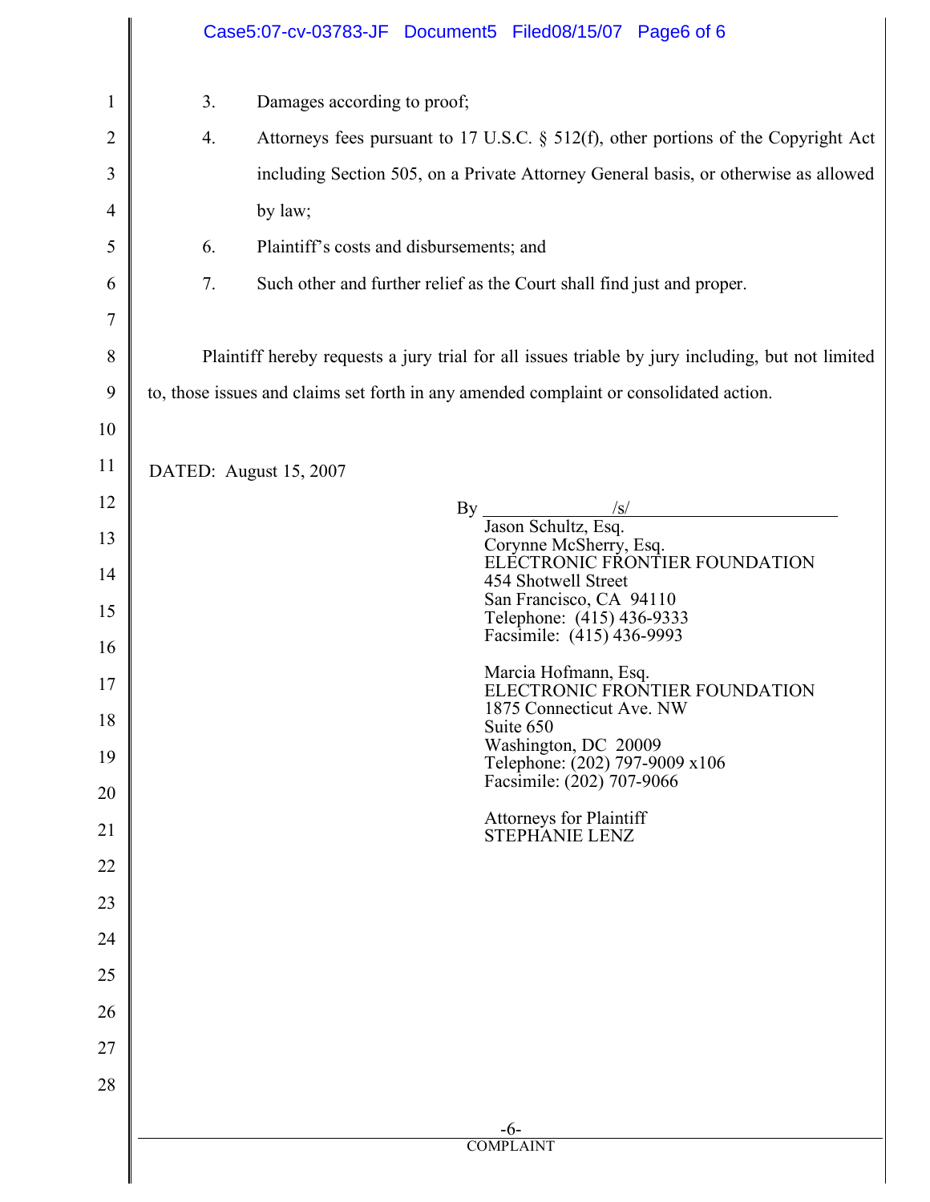3. Damages according to proof;

4. Attorneys fees pursuant to 17 U.S.C. § 512(f), other portions of the Copyright Act including Section 505, on a Private Attorney General basis, or otherwise as allowed by law;

6. Plaintiff's costs and disbursements; and

7. Such other and further relief as the Court shall find just and proper.

Plaintiff hereby requests a jury trial for all issues triable by jury including, but not limited to, those issues and claims set forth in any amended complaint or consolidated action.

DATED: August 15, 2007

By /s/

Jason Schultz, Esq.
Corynne McSherry, Esq.
ELECTRONIC FRONTIER FOUNDATION
454 Shotwell Street
San Francisco, CA 94110
Telephone: (415) 436-9333
Facsimile: (415) 436-9993

Marcia Hofmann, Esq.
ELECTRONIC FRONTIER FOUNDATION
1875 Connecticut Ave. NW
Suite 650
Washington, DC 20009
Telephone: (202) 797-9009 x106
Facsimile: (202) 707-9066

Attorneys for Plaintiff
STEPHANIE LENZ

COMPLAINT